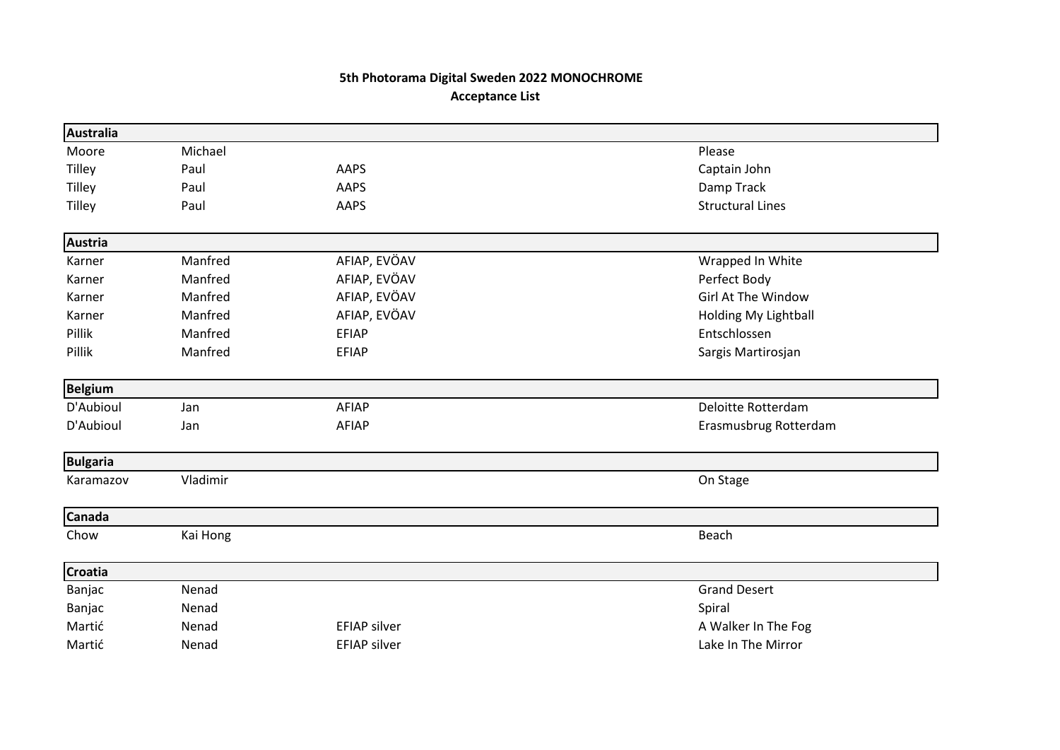**5th Photorama Digital Sweden 2022 MONOCHROME**
**Acceptance List**

| **Australia** | | | |
|---|---|---|---|
| Moore | Michael | | Please |
| Tilley | Paul | AAPS | Captain John |
| Tilley | Paul | AAPS | Damp Track |
| Tilley | Paul | AAPS | Structural Lines |
| **Austria** | | | |
| Karner | Manfred | AFIAP, EVÖAV | Wrapped In White |
| Karner | Manfred | AFIAP, EVÖAV | Perfect Body |
| Karner | Manfred | AFIAP, EVÖAV | Girl At The Window |
| Karner | Manfred | AFIAP, EVÖAV | Holding My Lightball |
| Pillik | Manfred | EFIAP | Entschlossen |
| Pillik | Manfred | EFIAP | Sargis Martirosjan |
| **Belgium** | | | |
| D'Aubioul | Jan | AFIAP | Deloitte Rotterdam |
| D'Aubioul | Jan | AFIAP | Erasmusbrug Rotterdam |
| **Bulgaria** | | | |
| Karamazov | Vladimir | | On Stage |
| **Canada** | | | |
| Chow | Kai Hong | | Beach |
| **Croatia** | | | |
| Banjac | Nenad | | Grand Desert |
| Banjac | Nenad | | Spiral |
| Martić | Nenad | EFIAP silver | A Walker In The Fog |
| Martić | Nenad | EFIAP silver | Lake In The Mirror |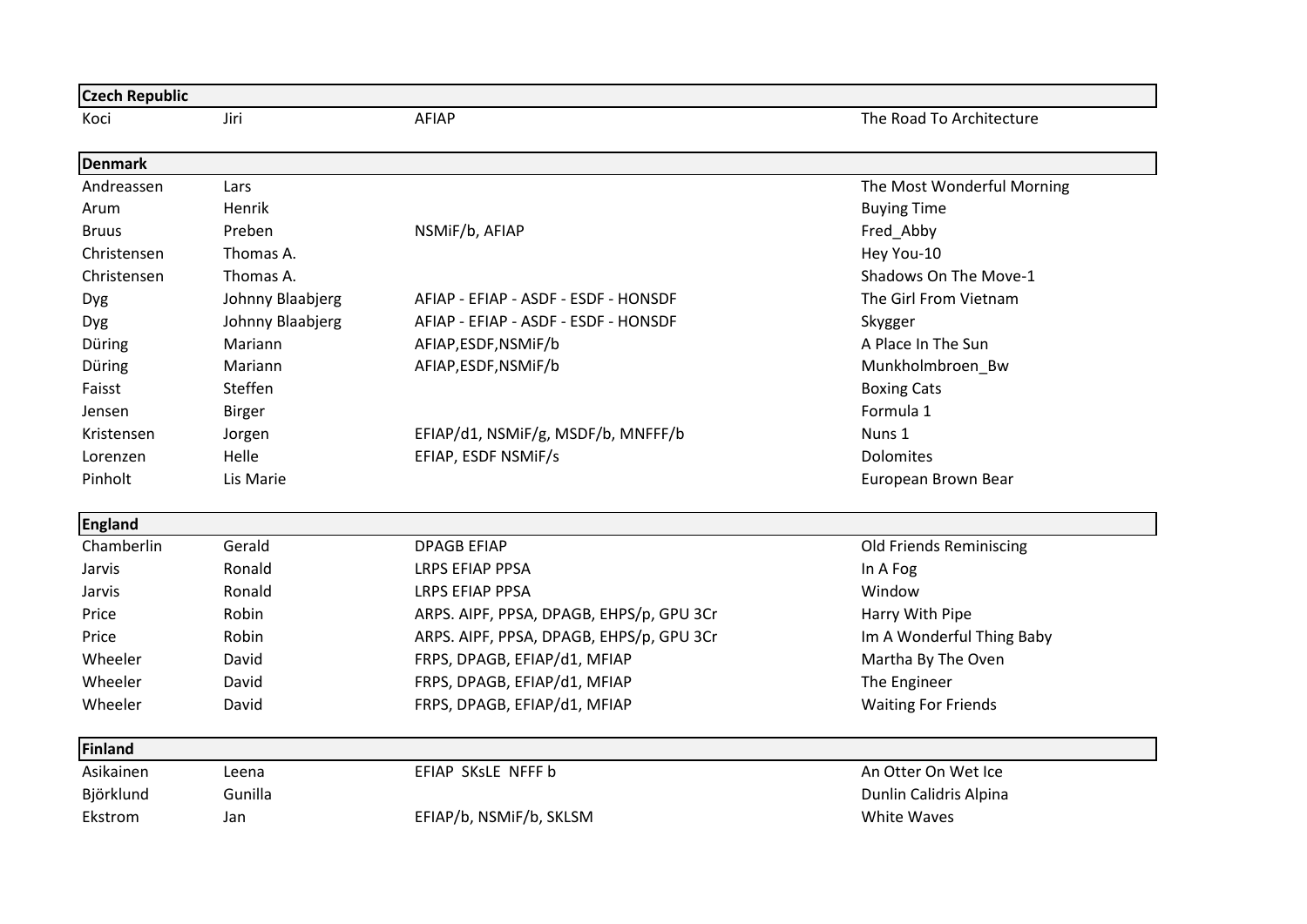| Surname | First name | Distinctions | Title |
|---|---|---|---|
| **Czech Republic** | | | |
| Koci | Jiri | AFIAP | The Road To Architecture |
| **Denmark** | | | |
| Andreassen | Lars | | The Most Wonderful Morning |
| Arum | Henrik | | Buying Time |
| Bruus | Preben | NSMiF/b, AFIAP | Fred_Abby |
| Christensen | Thomas A. | | Hey You-10 |
| Christensen | Thomas A. | | Shadows On The Move-1 |
| Dyg | Johnny Blaabjerg | AFIAP - EFIAP - ASDF - ESDF - HONSDF | The Girl From Vietnam |
| Dyg | Johnny Blaabjerg | AFIAP - EFIAP - ASDF - ESDF - HONSDF | Skygger |
| Düring | Mariann | AFIAP,ESDF,NSMiF/b | A Place In The Sun |
| Düring | Mariann | AFIAP,ESDF,NSMiF/b | Munkholmbroen_Bw |
| Faisst | Steffen | | Boxing Cats |
| Jensen | Birger | | Formula 1 |
| Kristensen | Jorgen | EFIAP/d1, NSMiF/g, MSDF/b, MNFFF/b | Nuns 1 |
| Lorenzen | Helle | EFIAP, ESDF NSMiF/s | Dolomites |
| Pinholt | Lis Marie | | European Brown Bear |
| **England** | | | |
| Chamberlin | Gerald | DPAGB EFIAP | Old Friends Reminiscing |
| Jarvis | Ronald | LRPS EFIAP PPSA | In A Fog |
| Jarvis | Ronald | LRPS EFIAP PPSA | Window |
| Price | Robin | ARPS. AIPF, PPSA, DPAGB, EHPS/p, GPU 3Cr | Harry With Pipe |
| Price | Robin | ARPS. AIPF, PPSA, DPAGB, EHPS/p, GPU 3Cr | Im A Wonderful Thing Baby |
| Wheeler | David | FRPS, DPAGB, EFIAP/d1, MFIAP | Martha By The Oven |
| Wheeler | David | FRPS, DPAGB, EFIAP/d1, MFIAP | The Engineer |
| Wheeler | David | FRPS, DPAGB, EFIAP/d1, MFIAP | Waiting For Friends |
| **Finland** | | | |
| Asikainen | Leena | EFIAP SKsLE NFFF b | An Otter On Wet Ice |
| Björklund | Gunilla | | Dunlin Calidris Alpina |
| Ekstrom | Jan | EFIAP/b, NSMiF/b, SKLSM | White Waves |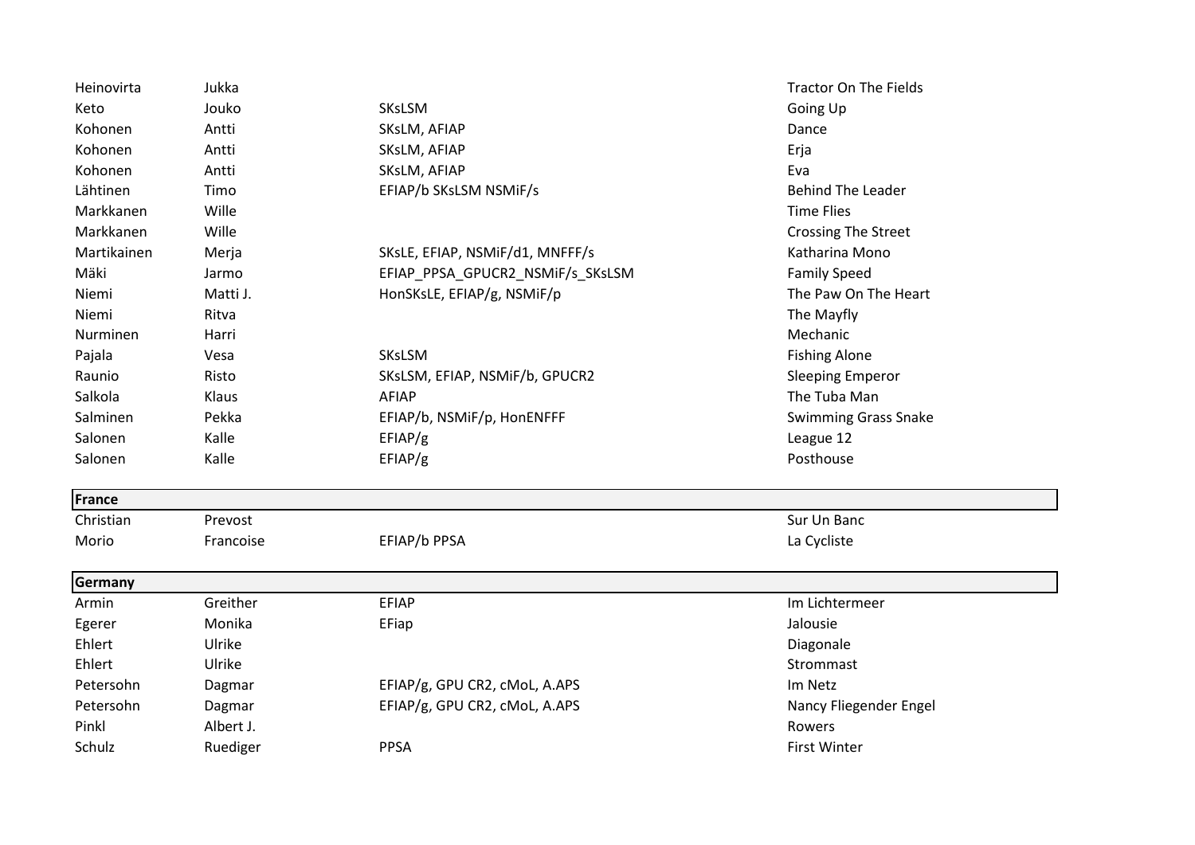| | | | |
|---|---|---|---|
| Heinovirta | Jukka | | Tractor On The Fields |
| Keto | Jouko | SKsLSM | Going Up |
| Kohonen | Antti | SKsLM, AFIAP | Dance |
| Kohonen | Antti | SKsLM, AFIAP | Erja |
| Kohonen | Antti | SKsLM, AFIAP | Eva |
| Lähtinen | Timo | EFIAP/b SKsLSM NSMiF/s | Behind The Leader |
| Markkanen | Wille | | Time Flies |
| Markkanen | Wille | | Crossing The Street |
| Martikainen | Merja | SKsLE, EFIAP, NSMiF/d1, MNFFF/s | Katharina Mono |
| Mäki | Jarmo | EFIAP_PPSA_GPUCR2_NSMiF/s_SKsLSM | Family Speed |
| Niemi | Matti J. | HonSKsLE, EFIAP/g, NSMiF/p | The Paw On The Heart |
| Niemi | Ritva | | The Mayfly |
| Nurminen | Harri | | Mechanic |
| Pajala | Vesa | SKsLSM | Fishing Alone |
| Raunio | Risto | SKsLSM, EFIAP, NSMiF/b, GPUCR2 | Sleeping Emperor |
| Salkola | Klaus | AFIAP | The Tuba Man |
| Salminen | Pekka | EFIAP/b, NSMiF/p, HonENFFF | Swimming Grass Snake |
| Salonen | Kalle | EFIAP/g | League 12 |
| Salonen | Kalle | EFIAP/g | Posthouse |
| **France** | | | |
| Christian | Prevost | | Sur Un Banc |
| Morio | Francoise | EFIAP/b PPSA | La Cycliste |
| **Germany** | | | |
| Armin | Greither | EFIAP | Im Lichtermeer |
| Egerer | Monika | EFiap | Jalousie |
| Ehlert | Ulrike | | Diagonale |
| Ehlert | Ulrike | | Strommast |
| Petersohn | Dagmar | EFIAP/g, GPU CR2, cMoL, A.APS | Im Netz |
| Petersohn | Dagmar | EFIAP/g, GPU CR2, cMoL, A.APS | Nancy Fliegender Engel |
| Pinkl | Albert J. | | Rowers |
| Schulz | Ruediger | PPSA | First Winter |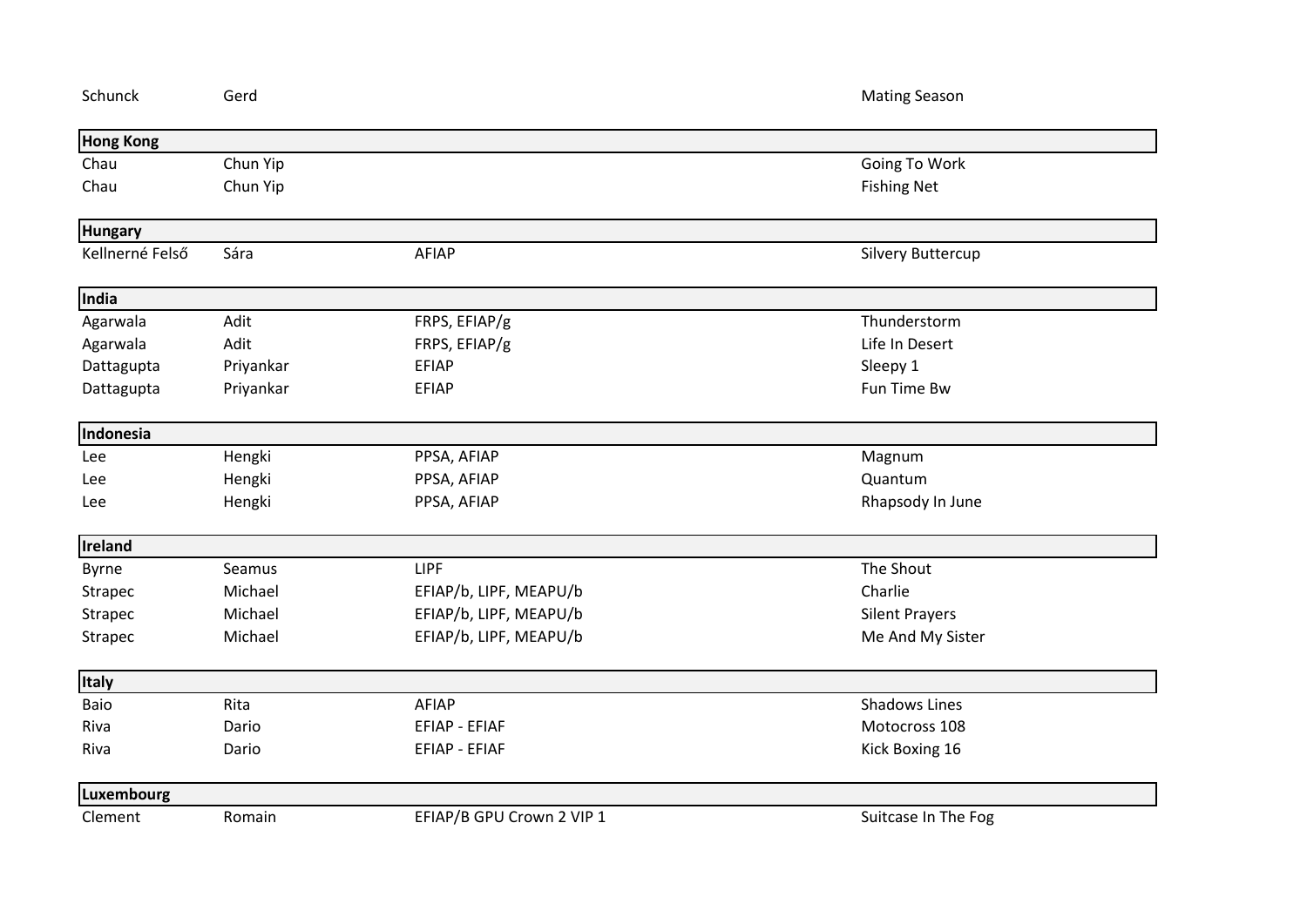| | | | |
|---|---|---|---|
| Schunck | Gerd | | Mating Season |
| **Hong Kong** | | | |
| Chau | Chun Yip | | Going To Work |
| Chau | Chun Yip | | Fishing Net |
| **Hungary** | | | |
| Kellnerné Felső | Sára | AFIAP | Silvery Buttercup |
| **India** | | | |
| Agarwala | Adit | FRPS, EFIAP/g | Thunderstorm |
| Agarwala | Adit | FRPS, EFIAP/g | Life In Desert |
| Dattagupta | Priyankar | EFIAP | Sleepy 1 |
| Dattagupta | Priyankar | EFIAP | Fun Time Bw |
| **Indonesia** | | | |
| Lee | Hengki | PPSA, AFIAP | Magnum |
| Lee | Hengki | PPSA, AFIAP | Quantum |
| Lee | Hengki | PPSA, AFIAP | Rhapsody In June |
| **Ireland** | | | |
| Byrne | Seamus | LIPF | The Shout |
| Strapec | Michael | EFIAP/b, LIPF, MEAPU/b | Charlie |
| Strapec | Michael | EFIAP/b, LIPF, MEAPU/b | Silent Prayers |
| Strapec | Michael | EFIAP/b, LIPF, MEAPU/b | Me And My Sister |
| **Italy** | | | |
| Baio | Rita | AFIAP | Shadows Lines |
| Riva | Dario | EFIAP - EFIAF | Motocross 108 |
| Riva | Dario | EFIAP - EFIAF | Kick Boxing 16 |
| **Luxembourg** | | | |
| Clement | Romain | EFIAP/B GPU Crown 2 VIP 1 | Suitcase In The Fog |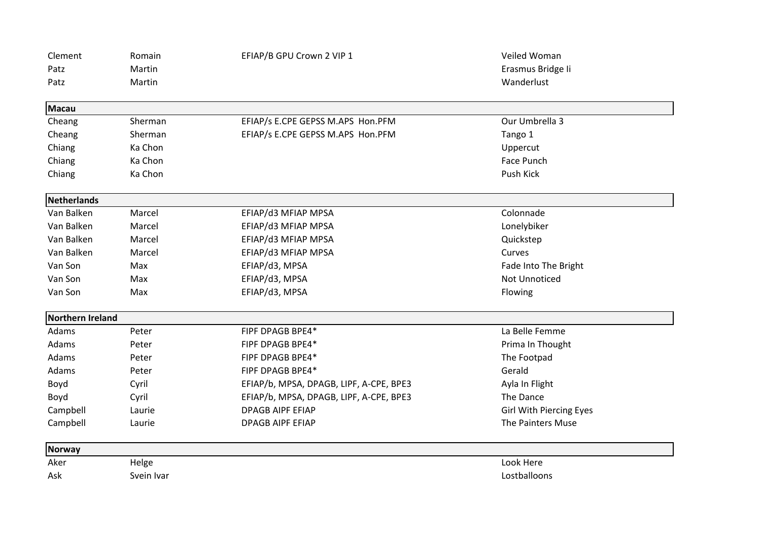| | | | |
|---|---|---|---|
| Clement | Romain | EFIAP/B GPU Crown 2 VIP 1 | Veiled Woman |
| Patz | Martin | | Erasmus Bridge Ii |
| Patz | Martin | | Wanderlust |
| **Macau** | | | |
| Cheang | Sherman | EFIAP/s E.CPE GEPSS M.APS Hon.PFM | Our Umbrella 3 |
| Cheang | Sherman | EFIAP/s E.CPE GEPSS M.APS Hon.PFM | Tango 1 |
| Chiang | Ka Chon | | Uppercut |
| Chiang | Ka Chon | | Face Punch |
| Chiang | Ka Chon | | Push Kick |
| **Netherlands** | | | |
| Van Balken | Marcel | EFIAP/d3 MFIAP MPSA | Colonnade |
| Van Balken | Marcel | EFIAP/d3 MFIAP MPSA | Lonelybiker |
| Van Balken | Marcel | EFIAP/d3 MFIAP MPSA | Quickstep |
| Van Balken | Marcel | EFIAP/d3 MFIAP MPSA | Curves |
| Van Son | Max | EFIAP/d3, MPSA | Fade Into The Bright |
| Van Son | Max | EFIAP/d3, MPSA | Not Unnoticed |
| Van Son | Max | EFIAP/d3, MPSA | Flowing |
| **Northern Ireland** | | | |
| Adams | Peter | FIPF DPAGB BPE4* | La Belle Femme |
| Adams | Peter | FIPF DPAGB BPE4* | Prima In Thought |
| Adams | Peter | FIPF DPAGB BPE4* | The Footpad |
| Adams | Peter | FIPF DPAGB BPE4* | Gerald |
| Boyd | Cyril | EFIAP/b, MPSA, DPAGB, LIPF, A-CPE, BPE3 | Ayla In Flight |
| Boyd | Cyril | EFIAP/b, MPSA, DPAGB, LIPF, A-CPE, BPE3 | The Dance |
| Campbell | Laurie | DPAGB AIPF EFIAP | Girl With Piercing Eyes |
| Campbell | Laurie | DPAGB AIPF EFIAP | The Painters Muse |
| **Norway** | | | |
| Aker | Helge | | Look Here |
| Ask | Svein Ivar | | Lostballoons |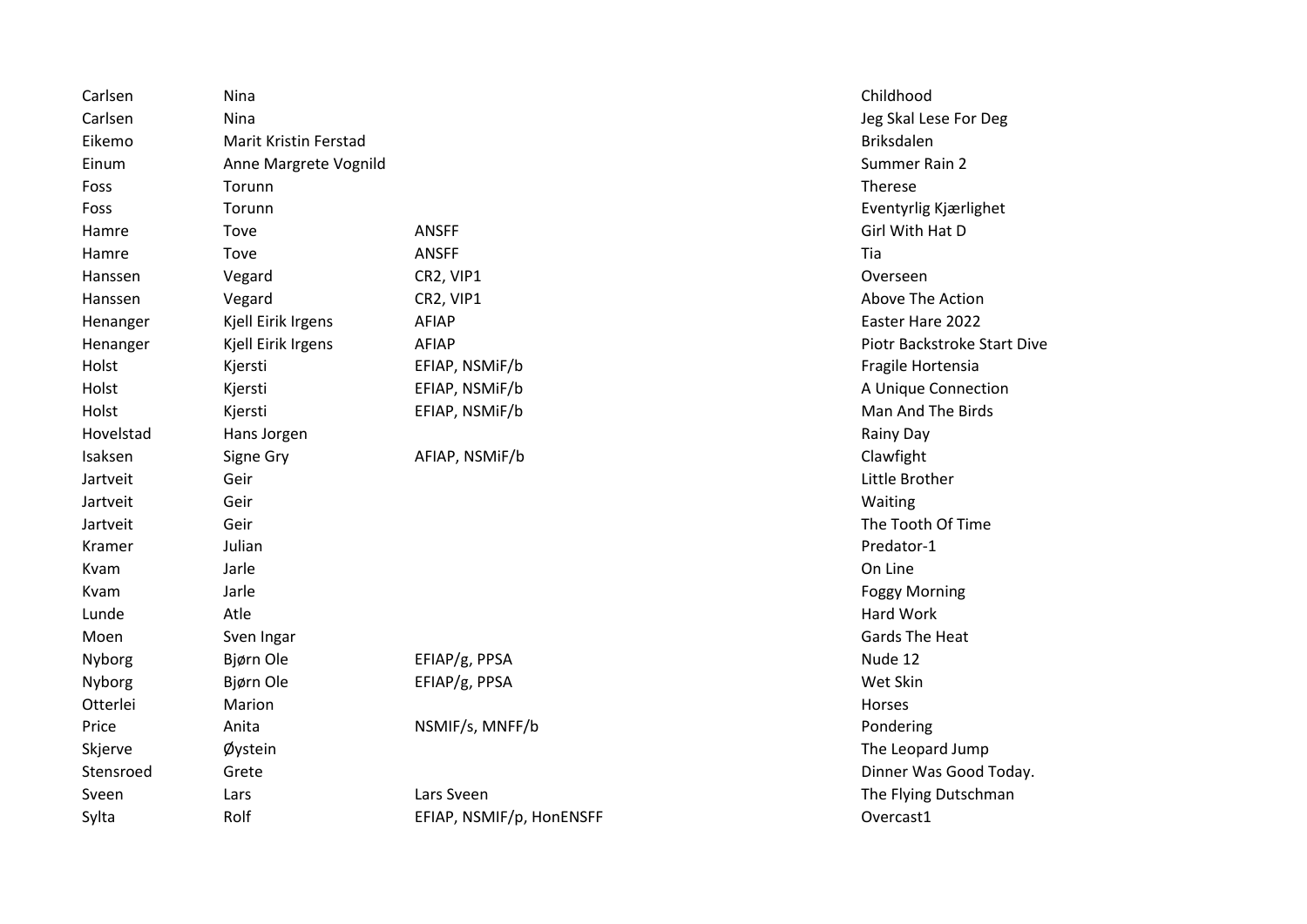| | | | |
|---|---|---|---|
| Carlsen | Nina | | Childhood |
| Carlsen | Nina | | Jeg Skal Lese For Deg |
| Eikemo | Marit Kristin Ferstad | | Briksdalen |
| Einum | Anne Margrete Vognild | | Summer Rain 2 |
| Foss | Torunn | | Therese |
| Foss | Torunn | | Eventyrlig Kjærlighet |
| Hamre | Tove | ANSFF | Girl With Hat D |
| Hamre | Tove | ANSFF | Tia |
| Hanssen | Vegard | CR2, VIP1 | Overseen |
| Hanssen | Vegard | CR2, VIP1 | Above The Action |
| Henanger | Kjell Eirik Irgens | AFIAP | Easter Hare 2022 |
| Henanger | Kjell Eirik Irgens | AFIAP | Piotr Backstroke Start Dive |
| Holst | Kjersti | EFIAP, NSMiF/b | Fragile Hortensia |
| Holst | Kjersti | EFIAP, NSMiF/b | A Unique Connection |
| Holst | Kjersti | EFIAP, NSMiF/b | Man And The Birds |
| Hovelstad | Hans Jorgen | | Rainy Day |
| Isaksen | Signe Gry | AFIAP, NSMiF/b | Clawfight |
| Jartveit | Geir | | Little Brother |
| Jartveit | Geir | | Waiting |
| Jartveit | Geir | | The Tooth Of Time |
| Kramer | Julian | | Predator-1 |
| Kvam | Jarle | | On Line |
| Kvam | Jarle | | Foggy Morning |
| Lunde | Atle | | Hard Work |
| Moen | Sven Ingar | | Gards The Heat |
| Nyborg | Bjørn Ole | EFIAP/g, PPSA | Nude 12 |
| Nyborg | Bjørn Ole | EFIAP/g, PPSA | Wet Skin |
| Otterlei | Marion | | Horses |
| Price | Anita | NSMIF/s, MNFF/b | Pondering |
| Skjerve | Øystein | | The Leopard Jump |
| Stensroed | Grete | | Dinner Was Good Today. |
| Sveen | Lars | Lars Sveen | The Flying Dutschman |
| Sylta | Rolf | EFIAP, NSMIF/p, HonENSFF | Overcast1 |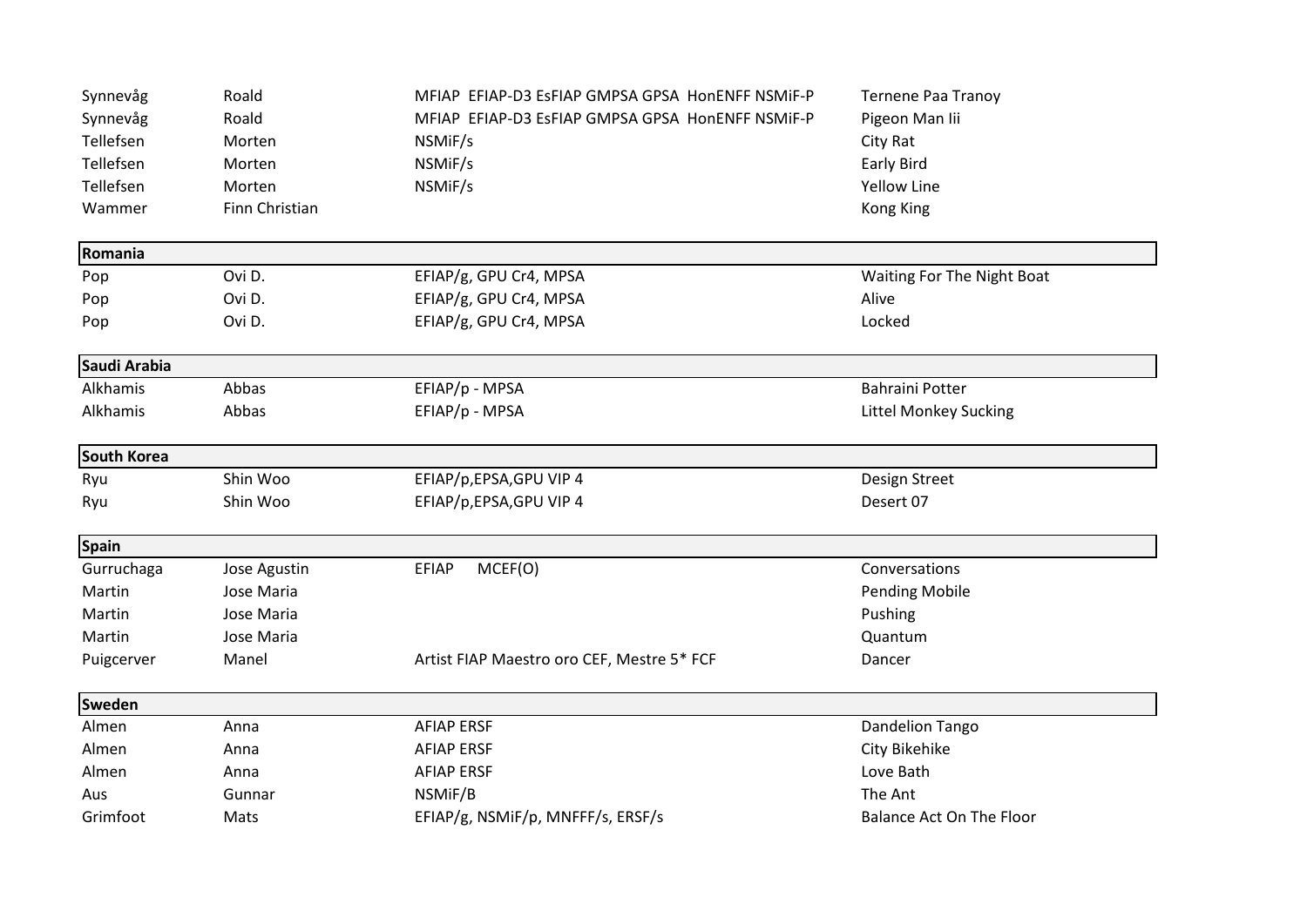| | | | |
|---|---|---|---|
| Synnevåg | Roald | MFIAP EFIAP-D3 EsFIAP GMPSA GPSA HonENFF NSMiF-P | Ternene Paa Tranoy |
| Synnevåg | Roald | MFIAP EFIAP-D3 EsFIAP GMPSA GPSA HonENFF NSMiF-P | Pigeon Man Iii |
| Tellefsen | Morten | NSMiF/s | City Rat |
| Tellefsen | Morten | NSMiF/s | Early Bird |
| Tellefsen | Morten | NSMiF/s | Yellow Line |
| Wammer | Finn Christian | | Kong King |
| **Romania** | | | |
| Pop | Ovi D. | EFIAP/g, GPU Cr4, MPSA | Waiting For The Night Boat |
| Pop | Ovi D. | EFIAP/g, GPU Cr4, MPSA | Alive |
| Pop | Ovi D. | EFIAP/g, GPU Cr4, MPSA | Locked |
| **Saudi Arabia** | | | |
| Alkhamis | Abbas | EFIAP/p - MPSA | Bahraini Potter |
| Alkhamis | Abbas | EFIAP/p - MPSA | Littel Monkey Sucking |
| **South Korea** | | | |
| Ryu | Shin Woo | EFIAP/p,EPSA,GPU VIP 4 | Design Street |
| Ryu | Shin Woo | EFIAP/p,EPSA,GPU VIP 4 | Desert 07 |
| **Spain** | | | |
| Gurruchaga | Jose Agustin | EFIAP MCEF(O) | Conversations |
| Martin | Jose Maria | | Pending Mobile |
| Martin | Jose Maria | | Pushing |
| Martin | Jose Maria | | Quantum |
| Puigcerver | Manel | Artist FIAP Maestro oro CEF, Mestre 5* FCF | Dancer |
| **Sweden** | | | |
| Almen | Anna | AFIAP ERSF | Dandelion Tango |
| Almen | Anna | AFIAP ERSF | City Bikehike |
| Almen | Anna | AFIAP ERSF | Love Bath |
| Aus | Gunnar | NSMiF/B | The Ant |
| Grimfoot | Mats | EFIAP/g, NSMiF/p, MNFFF/s, ERSF/s | Balance Act On The Floor |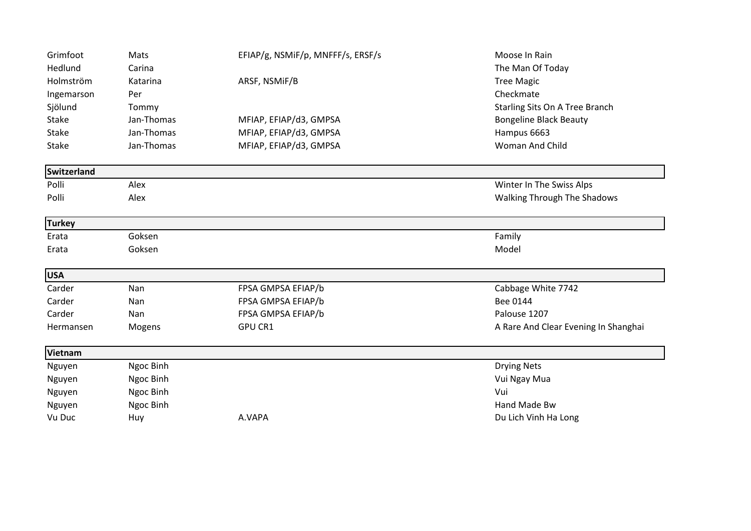| | | | |
|---|---|---|---|
| Grimfoot | Mats | EFIAP/g, NSMiF/p, MNFFF/s, ERSF/s | Moose In Rain |
| Hedlund | Carina | | The Man Of Today |
| Holmström | Katarina | ARSF, NSMiF/B | Tree Magic |
| Ingemarson | Per | | Checkmate |
| Sjölund | Tommy | | Starling Sits On A Tree Branch |
| Stake | Jan-Thomas | MFIAP, EFIAP/d3, GMPSA | Bongeline Black Beauty |
| Stake | Jan-Thomas | MFIAP, EFIAP/d3, GMPSA | Hampus 6663 |
| Stake | Jan-Thomas | MFIAP, EFIAP/d3, GMPSA | Woman And Child |
| **Switzerland** | | | |
| Polli | Alex | | Winter In The Swiss Alps |
| Polli | Alex | | Walking Through The Shadows |
| **Turkey** | | | |
| Erata | Goksen | | Family |
| Erata | Goksen | | Model |
| **USA** | | | |
| Carder | Nan | FPSA GMPSA EFIAP/b | Cabbage White 7742 |
| Carder | Nan | FPSA GMPSA EFIAP/b | Bee 0144 |
| Carder | Nan | FPSA GMPSA EFIAP/b | Palouse 1207 |
| Hermansen | Mogens | GPU CR1 | A Rare And Clear Evening In Shanghai |
| **Vietnam** | | | |
| Nguyen | Ngoc Binh | | Drying Nets |
| Nguyen | Ngoc Binh | | Vui Ngay Mua |
| Nguyen | Ngoc Binh | | Vui |
| Nguyen | Ngoc Binh | | Hand Made Bw |
| Vu Duc | Huy | A.VAPA | Du Lich Vinh Ha Long |